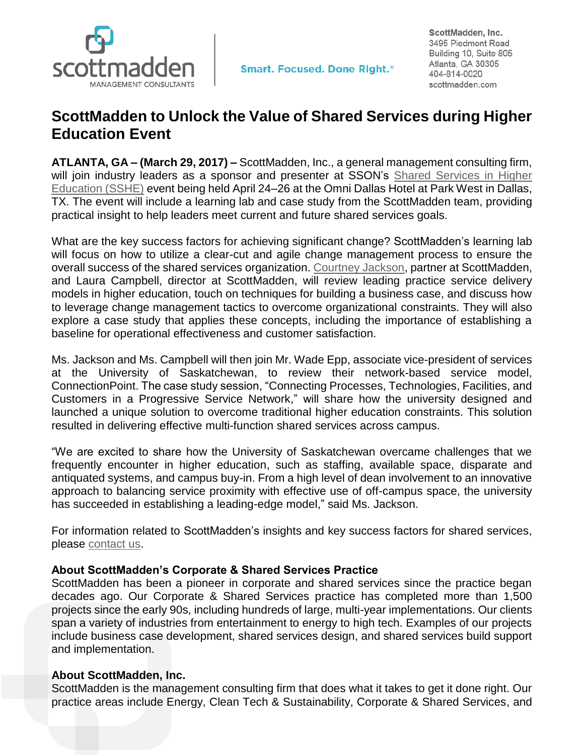ScottMadden, Inc.
3495 Piedmont Road
Building 10, Suite 805
Atlanta, GA 30305
404-814-0020
scottmadden.com

Smart. Focused. Done Right.®

# ScottMadden to Unlock the Value of Shared Services during Higher Education Event

**ATLANTA, GA – (March 29, 2017) –** ScottMadden, Inc., a general management consulting firm, will join industry leaders as a sponsor and presenter at SSON's Shared Services in Higher Education (SSHE) event being held April 24–26 at the Omni Dallas Hotel at Park West in Dallas, TX. The event will include a learning lab and case study from the ScottMadden team, providing practical insight to help leaders meet current and future shared services goals.

What are the key success factors for achieving significant change? ScottMadden's learning lab will focus on how to utilize a clear-cut and agile change management process to ensure the overall success of the shared services organization. Courtney Jackson, partner at ScottMadden, and Laura Campbell, director at ScottMadden, will review leading practice service delivery models in higher education, touch on techniques for building a business case, and discuss how to leverage change management tactics to overcome organizational constraints. They will also explore a case study that applies these concepts, including the importance of establishing a baseline for operational effectiveness and customer satisfaction.

Ms. Jackson and Ms. Campbell will then join Mr. Wade Epp, associate vice-president of services at the University of Saskatchewan, to review their network-based service model, ConnectionPoint. The case study session, "Connecting Processes, Technologies, Facilities, and Customers in a Progressive Service Network," will share how the university designed and launched a unique solution to overcome traditional higher education constraints. This solution resulted in delivering effective multi-function shared services across campus.

"We are excited to share how the University of Saskatchewan overcame challenges that we frequently encounter in higher education, such as staffing, available space, disparate and antiquated systems, and campus buy-in. From a high level of dean involvement to an innovative approach to balancing service proximity with effective use of off-campus space, the university has succeeded in establishing a leading-edge model," said Ms. Jackson.

For information related to ScottMadden's insights and key success factors for shared services, please contact us.

### About ScottMadden's Corporate & Shared Services Practice

ScottMadden has been a pioneer in corporate and shared services since the practice began decades ago. Our Corporate & Shared Services practice has completed more than 1,500 projects since the early 90s, including hundreds of large, multi-year implementations. Our clients span a variety of industries from entertainment to energy to high tech. Examples of our projects include business case development, shared services design, and shared services build support and implementation.

### About ScottMadden, Inc.

ScottMadden is the management consulting firm that does what it takes to get it done right. Our practice areas include Energy, Clean Tech & Sustainability, Corporate & Shared Services, and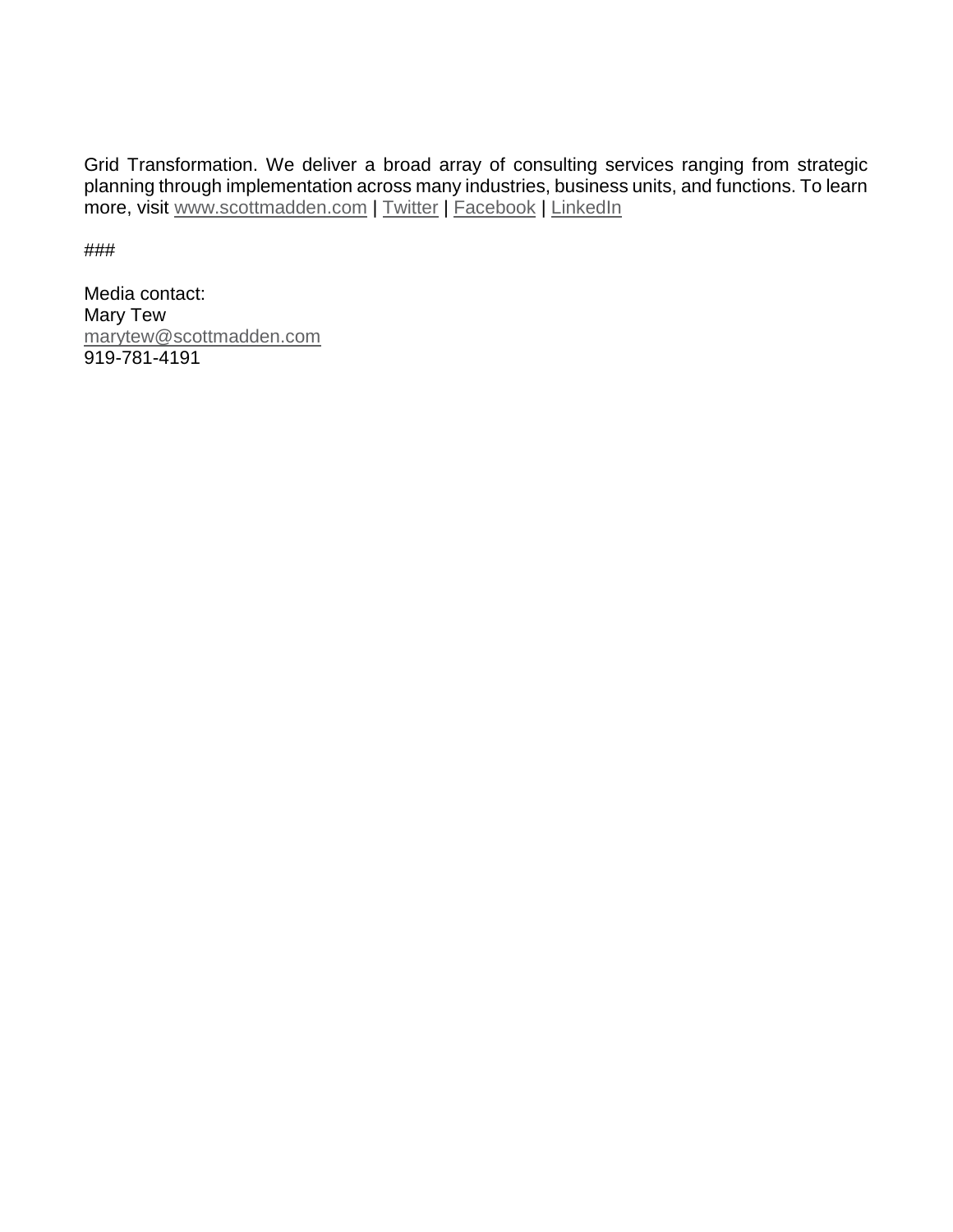Grid Transformation. We deliver a broad array of consulting services ranging from strategic planning through implementation across many industries, business units, and functions. To learn more, visit www.scottmadden.com | Twitter | Facebook | LinkedIn

###

Media contact:
Mary Tew
marytew@scottmadden.com
919-781-4191